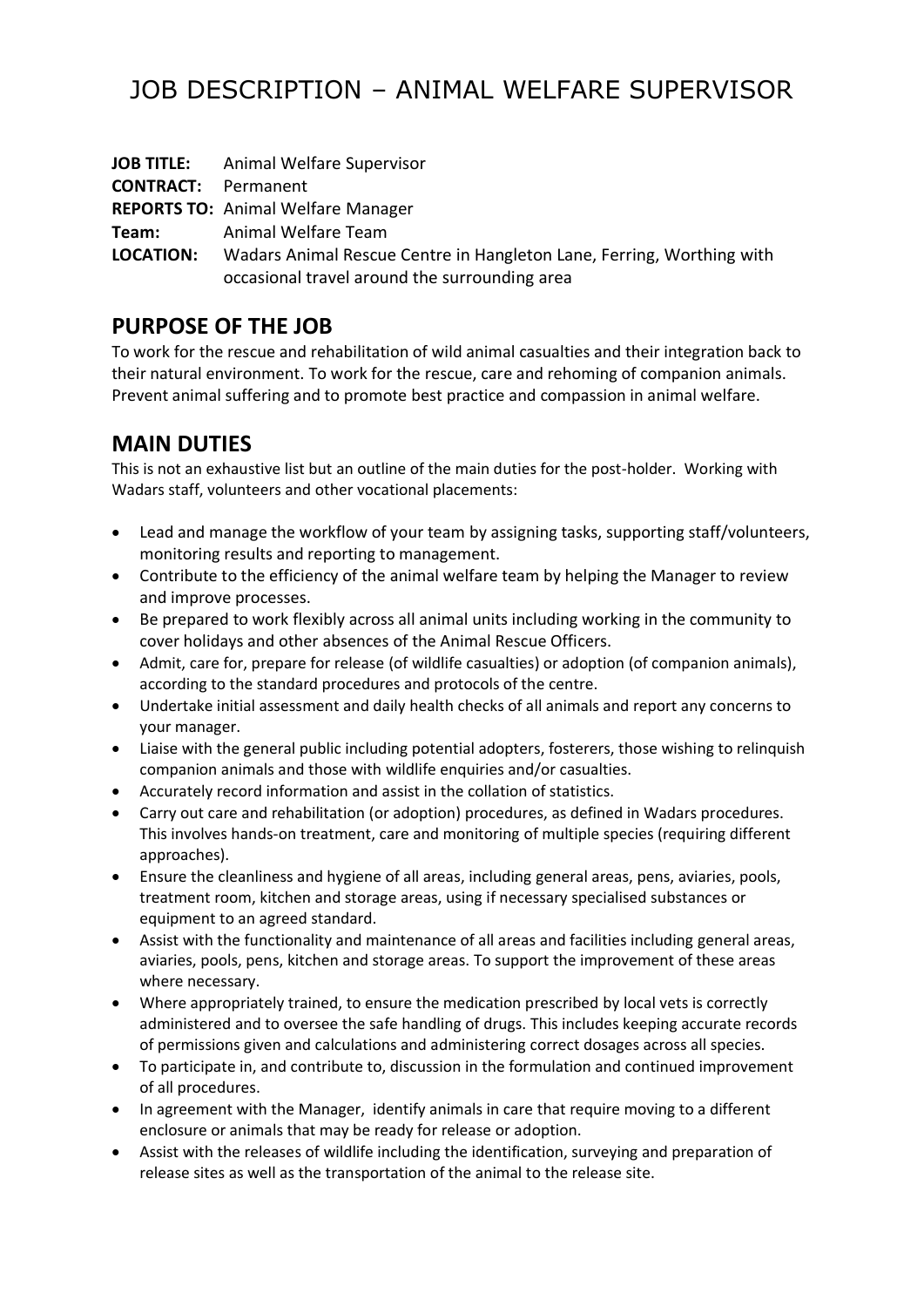# JOB DESCRIPTION – ANIMAL WELFARE SUPERVISOR

**JOB TITLE:** Animal Welfare Supervisor
**CONTRACT:** Permanent
**REPORTS TO:** Animal Welfare Manager
**Team:** Animal Welfare Team
**LOCATION:** Wadars Animal Rescue Centre in Hangleton Lane, Ferring, Worthing with occasional travel around the surrounding area

## PURPOSE OF THE JOB

To work for the rescue and rehabilitation of wild animal casualties and their integration back to their natural environment. To work for the rescue, care and rehoming of companion animals. Prevent animal suffering and to promote best practice and compassion in animal welfare.

## MAIN DUTIES

This is not an exhaustive list but an outline of the main duties for the post-holder. Working with Wadars staff, volunteers and other vocational placements:

- Lead and manage the workflow of your team by assigning tasks, supporting staff/volunteers, monitoring results and reporting to management.
- Contribute to the efficiency of the animal welfare team by helping the Manager to review and improve processes.
- Be prepared to work flexibly across all animal units including working in the community to cover holidays and other absences of the Animal Rescue Officers.
- Admit, care for, prepare for release (of wildlife casualties) or adoption (of companion animals), according to the standard procedures and protocols of the centre.
- Undertake initial assessment and daily health checks of all animals and report any concerns to your manager.
- Liaise with the general public including potential adopters, fosterers, those wishing to relinquish companion animals and those with wildlife enquiries and/or casualties.
- Accurately record information and assist in the collation of statistics.
- Carry out care and rehabilitation (or adoption) procedures, as defined in Wadars procedures. This involves hands-on treatment, care and monitoring of multiple species (requiring different approaches).
- Ensure the cleanliness and hygiene of all areas, including general areas, pens, aviaries, pools, treatment room, kitchen and storage areas, using if necessary specialised substances or equipment to an agreed standard.
- Assist with the functionality and maintenance of all areas and facilities including general areas, aviaries, pools, pens, kitchen and storage areas. To support the improvement of these areas where necessary.
- Where appropriately trained, to ensure the medication prescribed by local vets is correctly administered and to oversee the safe handling of drugs. This includes keeping accurate records of permissions given and calculations and administering correct dosages across all species.
- To participate in, and contribute to, discussion in the formulation and continued improvement of all procedures.
- In agreement with the Manager, identify animals in care that require moving to a different enclosure or animals that may be ready for release or adoption.
- Assist with the releases of wildlife including the identification, surveying and preparation of release sites as well as the transportation of the animal to the release site.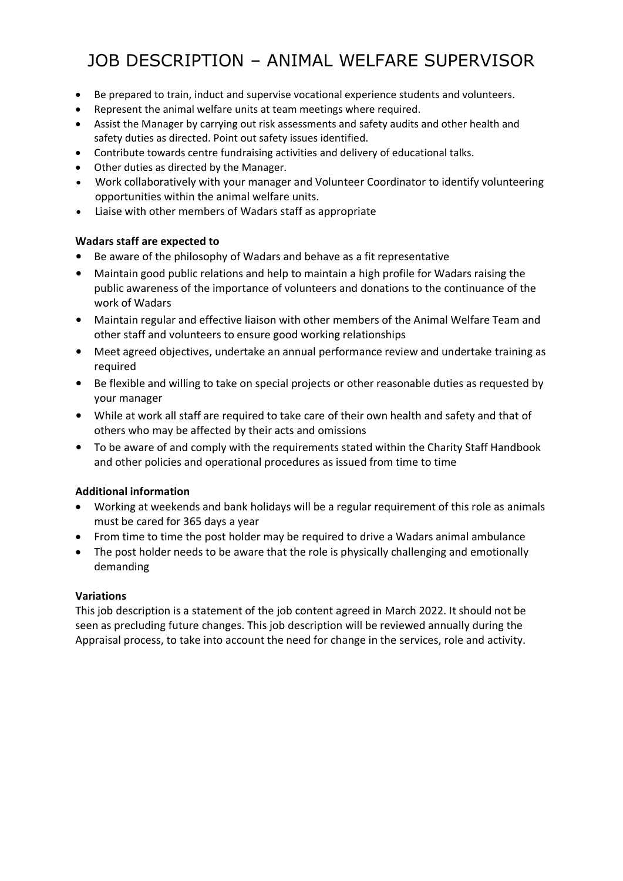# JOB DESCRIPTION – ANIMAL WELFARE SUPERVISOR

- Be prepared to train, induct and supervise vocational experience students and volunteers.
- Represent the animal welfare units at team meetings where required.
- Assist the Manager by carrying out risk assessments and safety audits and other health and safety duties as directed. Point out safety issues identified.
- Contribute towards centre fundraising activities and delivery of educational talks.
- Other duties as directed by the Manager.
- Work collaboratively with your manager and Volunteer Coordinator to identify volunteering opportunities within the animal welfare units.
- Liaise with other members of Wadars staff as appropriate

**Wadars staff are expected to**

- Be aware of the philosophy of Wadars and behave as a fit representative
- Maintain good public relations and help to maintain a high profile for Wadars raising the public awareness of the importance of volunteers and donations to the continuance of the work of Wadars
- Maintain regular and effective liaison with other members of the Animal Welfare Team and other staff and volunteers to ensure good working relationships
- Meet agreed objectives, undertake an annual performance review and undertake training as required
- Be flexible and willing to take on special projects or other reasonable duties as requested by your manager
- While at work all staff are required to take care of their own health and safety and that of others who may be affected by their acts and omissions
- To be aware of and comply with the requirements stated within the Charity Staff Handbook and other policies and operational procedures as issued from time to time

**Additional information**

- Working at weekends and bank holidays will be a regular requirement of this role as animals must be cared for 365 days a year
- From time to time the post holder may be required to drive a Wadars animal ambulance
- The post holder needs to be aware that the role is physically challenging and emotionally demanding

**Variations**

This job description is a statement of the job content agreed in March 2022. It should not be seen as precluding future changes. This job description will be reviewed annually during the Appraisal process, to take into account the need for change in the services, role and activity.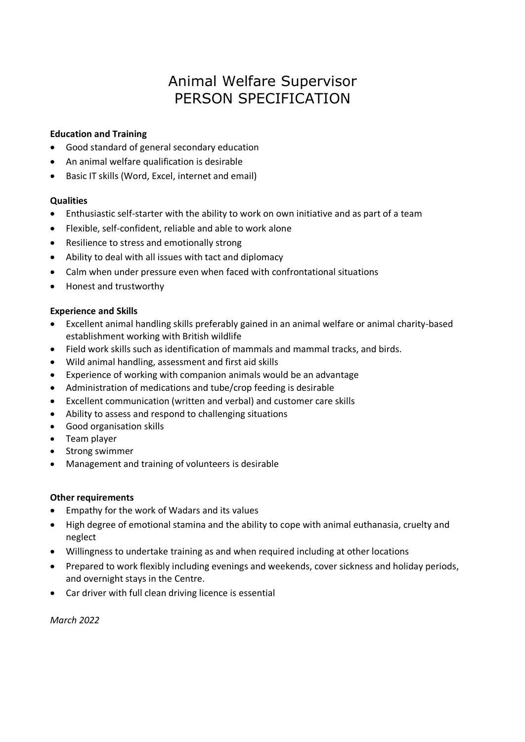# Animal Welfare Supervisor
# PERSON SPECIFICATION

**Education and Training**

- Good standard of general secondary education
- An animal welfare qualification is desirable
- Basic IT skills (Word, Excel, internet and email)

**Qualities**

- Enthusiastic self-starter with the ability to work on own initiative and as part of a team
- Flexible, self-confident, reliable and able to work alone
- Resilience to stress and emotionally strong
- Ability to deal with all issues with tact and diplomacy
- Calm when under pressure even when faced with confrontational situations
- Honest and trustworthy

**Experience and Skills**

- Excellent animal handling skills preferably gained in an animal welfare or animal charity-based establishment working with British wildlife
- Field work skills such as identification of mammals and mammal tracks, and birds.
- Wild animal handling, assessment and first aid skills
- Experience of working with companion animals would be an advantage
- Administration of medications and tube/crop feeding is desirable
- Excellent communication (written and verbal) and customer care skills
- Ability to assess and respond to challenging situations
- Good organisation skills
- Team player
- Strong swimmer
- Management and training of volunteers is desirable

**Other requirements**

- Empathy for the work of Wadars and its values
- High degree of emotional stamina and the ability to cope with animal euthanasia, cruelty and neglect
- Willingness to undertake training as and when required including at other locations
- Prepared to work flexibly including evenings and weekends, cover sickness and holiday periods, and overnight stays in the Centre.
- Car driver with full clean driving licence is essential

*March 2022*